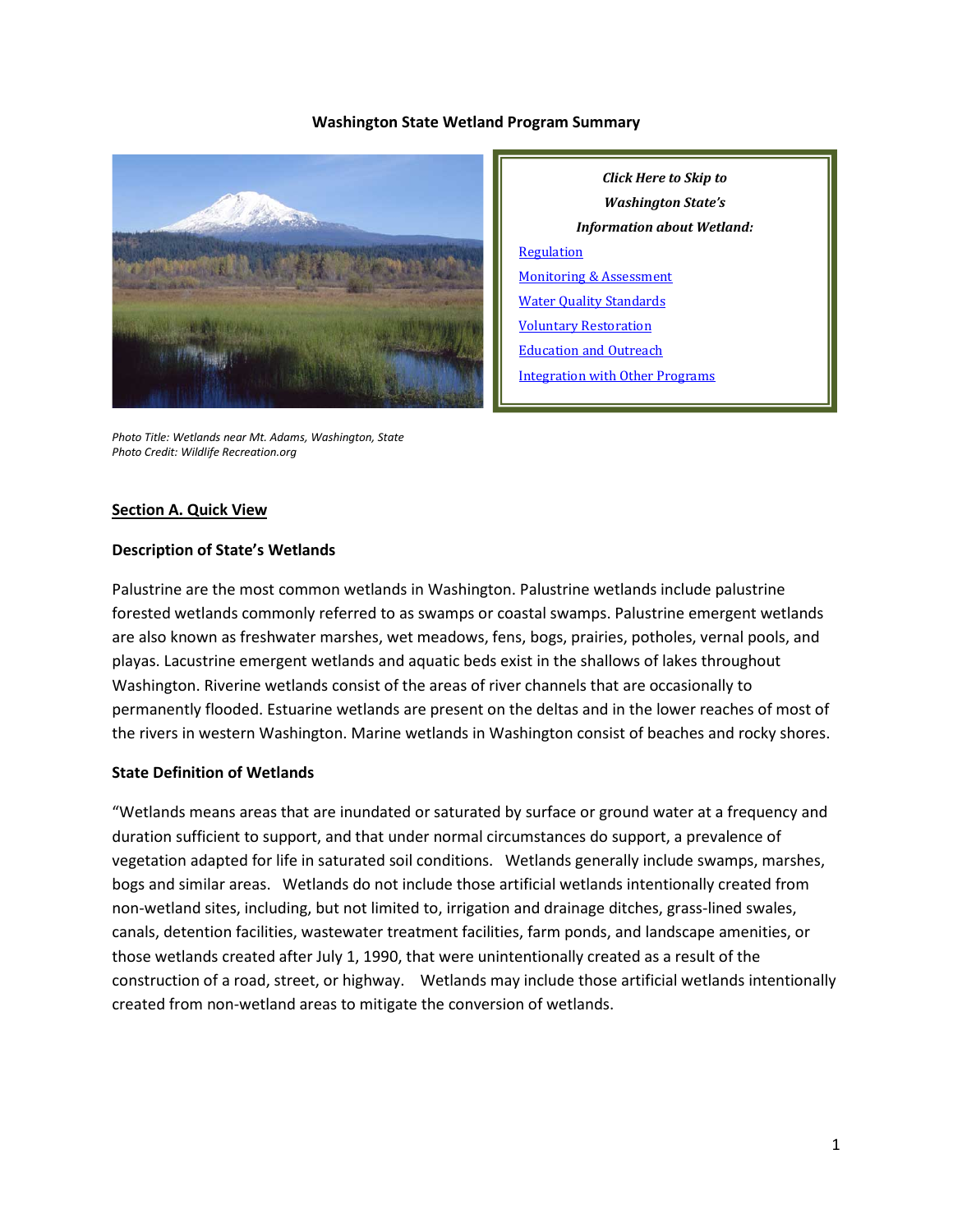# Washington State Wetland Program Summary

*Click Here to Skip to Washington State's Information about Wetland:*

- Regulation
- Monitoring & Assessment
- Water Quality Standards
- Voluntary Restoration
- Education and Outreach
- Integration with Other Programs

*Photo Title: Wetlands near Mt. Adams, Washington, State*
*Photo Credit: Wildlife Recreation.org*

## Section A. Quick View

### Description of State's Wetlands

Palustrine are the most common wetlands in Washington. Palustrine wetlands include palustrine forested wetlands commonly referred to as swamps or coastal swamps. Palustrine emergent wetlands are also known as freshwater marshes, wet meadows, fens, bogs, prairies, potholes, vernal pools, and playas. Lacustrine emergent wetlands and aquatic beds exist in the shallows of lakes throughout Washington. Riverine wetlands consist of the areas of river channels that are occasionally to permanently flooded. Estuarine wetlands are present on the deltas and in the lower reaches of most of the rivers in western Washington. Marine wetlands in Washington consist of beaches and rocky shores.

### State Definition of Wetlands

"Wetlands means areas that are inundated or saturated by surface or ground water at a frequency and duration sufficient to support, and that under normal circumstances do support, a prevalence of vegetation adapted for life in saturated soil conditions. Wetlands generally include swamps, marshes, bogs and similar areas. Wetlands do not include those artificial wetlands intentionally created from non-wetland sites, including, but not limited to, irrigation and drainage ditches, grass-lined swales, canals, detention facilities, wastewater treatment facilities, farm ponds, and landscape amenities, or those wetlands created after July 1, 1990, that were unintentionally created as a result of the construction of a road, street, or highway. Wetlands may include those artificial wetlands intentionally created from non-wetland areas to mitigate the conversion of wetlands.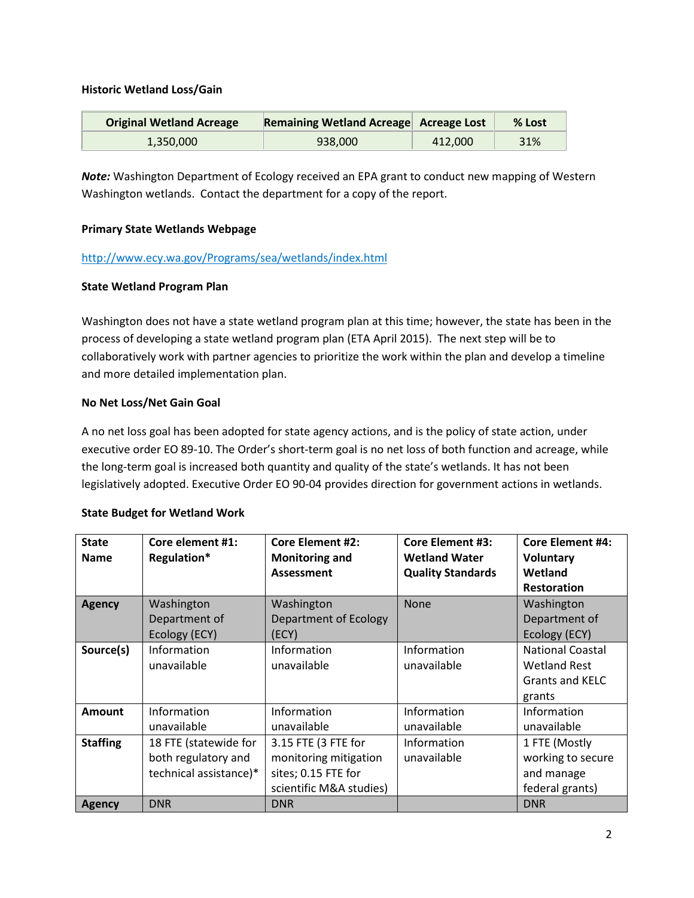**Historic Wetland Loss/Gain**

| Original Wetland Acreage | Remaining Wetland Acreage | Acreage Lost | % Lost |
|---|---|---|---|
| 1,350,000 | 938,000 | 412,000 | 31% |

***Note:*** Washington Department of Ecology received an EPA grant to conduct new mapping of Western Washington wetlands. Contact the department for a copy of the report.

**Primary State Wetlands Webpage**

http://www.ecy.wa.gov/Programs/sea/wetlands/index.html

**State Wetland Program Plan**

Washington does not have a state wetland program plan at this time; however, the state has been in the process of developing a state wetland program plan (ETA April 2015). The next step will be to collaboratively work with partner agencies to prioritize the work within the plan and develop a timeline and more detailed implementation plan.

**No Net Loss/Net Gain Goal**

A no net loss goal has been adopted for state agency actions, and is the policy of state action, under executive order EO 89-10. The Order's short-term goal is no net loss of both function and acreage, while the long-term goal is increased both quantity and quality of the state's wetlands. It has not been legislatively adopted. Executive Order EO 90-04 provides direction for government actions in wetlands.

**State Budget for Wetland Work**

| State Name | Core element #1: Regulation* | Core Element #2: Monitoring and Assessment | Core Element #3: Wetland Water Quality Standards | Core Element #4: Voluntary Wetland Restoration |
|---|---|---|---|---|
| **Agency** | Washington Department of Ecology (ECY) | Washington Department of Ecology (ECY) | None | Washington Department of Ecology (ECY) |
| **Source(s)** | Information unavailable | Information unavailable | Information unavailable | National Coastal Wetland Rest Grants and KELC grants |
| **Amount** | Information unavailable | Information unavailable | Information unavailable | Information unavailable |
| **Staffing** | 18 FTE (statewide for both regulatory and technical assistance)* | 3.15 FTE (3 FTE for monitoring mitigation sites; 0.15 FTE for scientific M&A studies) | Information unavailable | 1 FTE (Mostly working to secure and manage federal grants) |
| **Agency** | DNR | DNR | | DNR |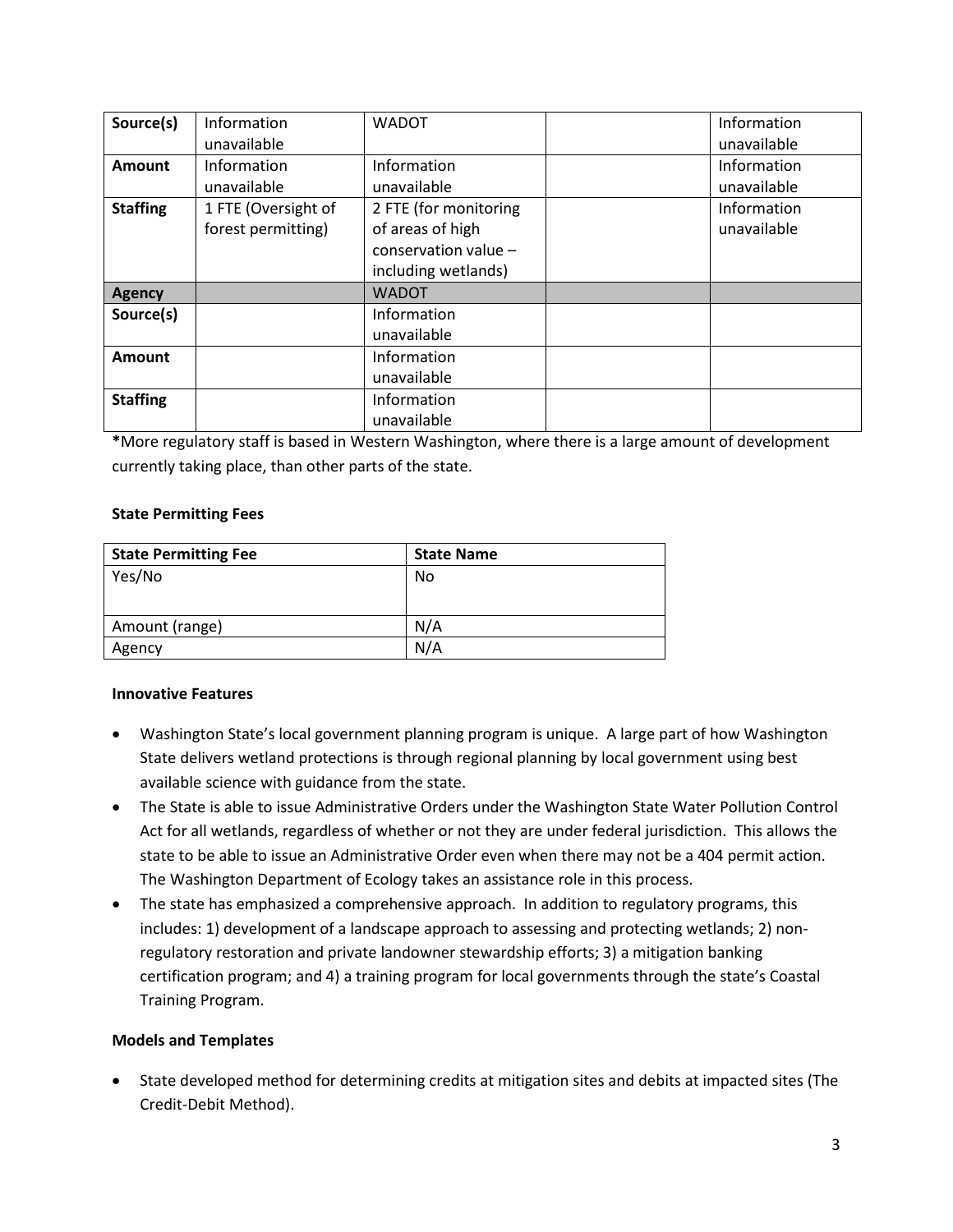| | | | | |
|---|---|---|---|---|
| **Source(s)** | Information unavailable | WADOT | | Information unavailable |
| **Amount** | Information unavailable | Information unavailable | | Information unavailable |
| **Staffing** | 1 FTE (Oversight of forest permitting) | 2 FTE (for monitoring of areas of high conservation value – including wetlands) | | Information unavailable |
| **Agency** | | WADOT | | |
| **Source(s)** | | Information unavailable | | |
| **Amount** | | Information unavailable | | |
| **Staffing** | | Information unavailable | | |

**\***More regulatory staff is based in Western Washington, where there is a large amount of development currently taking place, than other parts of the state.

**State Permitting Fees**

| **State Permitting Fee** | **State Name** |
|---|---|
| Yes/No | No |
| Amount (range) | N/A |
| Agency | N/A |

**Innovative Features**

- Washington State's local government planning program is unique. A large part of how Washington State delivers wetland protections is through regional planning by local government using best available science with guidance from the state.
- The State is able to issue Administrative Orders under the Washington State Water Pollution Control Act for all wetlands, regardless of whether or not they are under federal jurisdiction. This allows the state to be able to issue an Administrative Order even when there may not be a 404 permit action. The Washington Department of Ecology takes an assistance role in this process.
- The state has emphasized a comprehensive approach. In addition to regulatory programs, this includes: 1) development of a landscape approach to assessing and protecting wetlands; 2) non-regulatory restoration and private landowner stewardship efforts; 3) a mitigation banking certification program; and 4) a training program for local governments through the state's Coastal Training Program.

**Models and Templates**

- State developed method for determining credits at mitigation sites and debits at impacted sites (The Credit-Debit Method).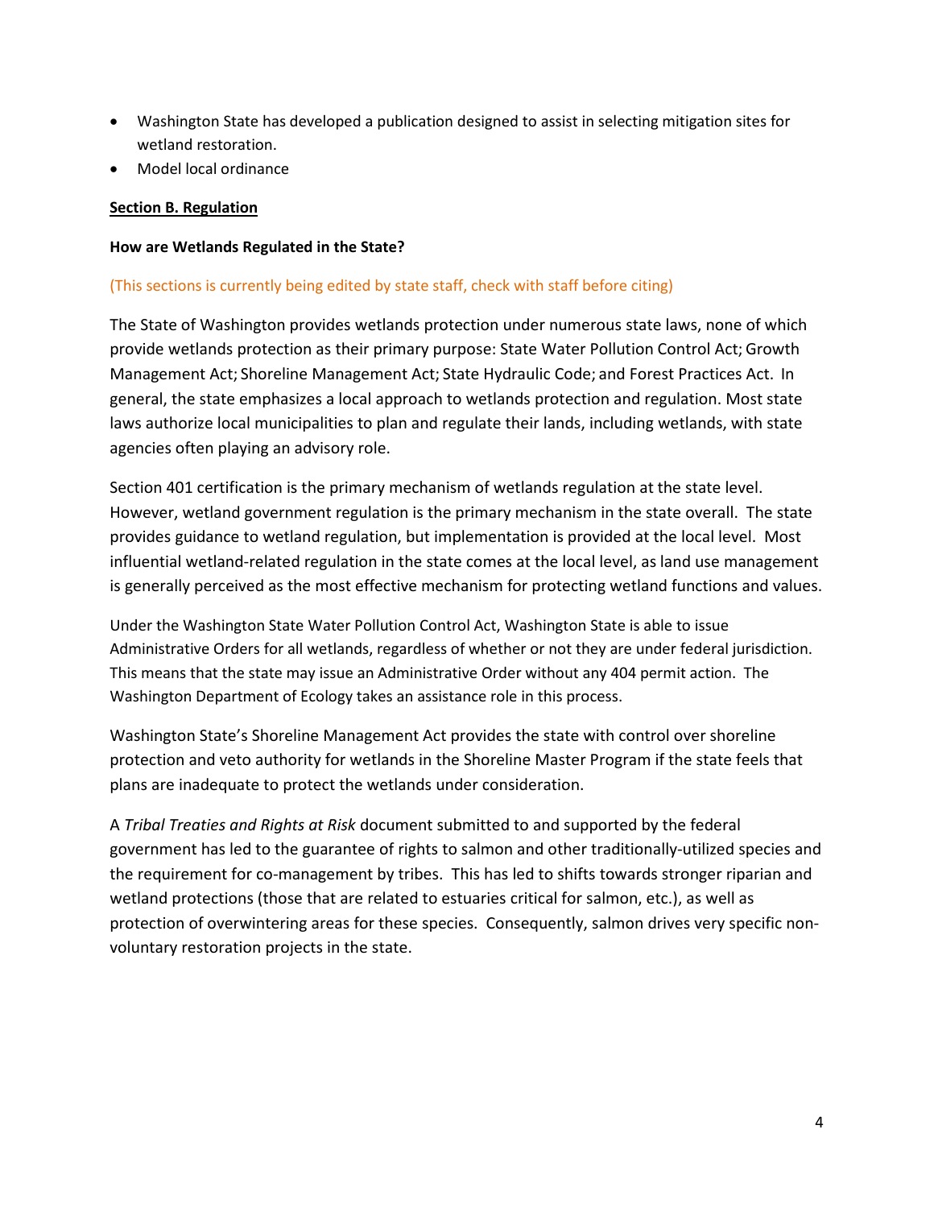- Washington State has developed a publication designed to assist in selecting mitigation sites for wetland restoration.
- Model local ordinance

**Section B. Regulation**

**How are Wetlands Regulated in the State?**

(This sections is currently being edited by state staff, check with staff before citing)

The State of Washington provides wetlands protection under numerous state laws, none of which provide wetlands protection as their primary purpose: State Water Pollution Control Act; Growth Management Act; Shoreline Management Act; State Hydraulic Code; and Forest Practices Act. In general, the state emphasizes a local approach to wetlands protection and regulation. Most state laws authorize local municipalities to plan and regulate their lands, including wetlands, with state agencies often playing an advisory role.

Section 401 certification is the primary mechanism of wetlands regulation at the state level. However, wetland government regulation is the primary mechanism in the state overall. The state provides guidance to wetland regulation, but implementation is provided at the local level. Most influential wetland-related regulation in the state comes at the local level, as land use management is generally perceived as the most effective mechanism for protecting wetland functions and values.

Under the Washington State Water Pollution Control Act, Washington State is able to issue Administrative Orders for all wetlands, regardless of whether or not they are under federal jurisdiction. This means that the state may issue an Administrative Order without any 404 permit action. The Washington Department of Ecology takes an assistance role in this process.

Washington State's Shoreline Management Act provides the state with control over shoreline protection and veto authority for wetlands in the Shoreline Master Program if the state feels that plans are inadequate to protect the wetlands under consideration.

A *Tribal Treaties and Rights at Risk* document submitted to and supported by the federal government has led to the guarantee of rights to salmon and other traditionally-utilized species and the requirement for co-management by tribes. This has led to shifts towards stronger riparian and wetland protections (those that are related to estuaries critical for salmon, etc.), as well as protection of overwintering areas for these species. Consequently, salmon drives very specific non-voluntary restoration projects in the state.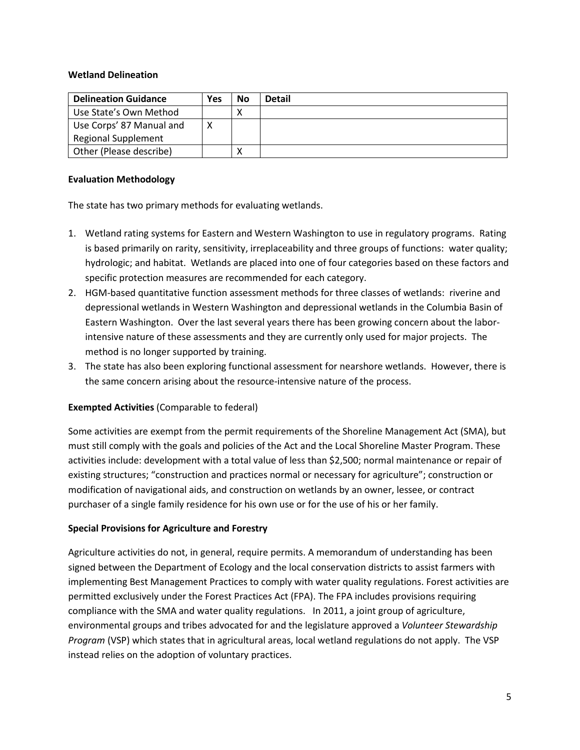**Wetland Delineation**

| Delineation Guidance | Yes | No | Detail |
|---|---|---|---|
| Use State's Own Method | | X | |
| Use Corps' 87 Manual and Regional Supplement | X | | |
| Other (Please describe) | | X | |

**Evaluation Methodology**

The state has two primary methods for evaluating wetlands.

1. Wetland rating systems for Eastern and Western Washington to use in regulatory programs. Rating is based primarily on rarity, sensitivity, irreplaceability and three groups of functions: water quality; hydrologic; and habitat. Wetlands are placed into one of four categories based on these factors and specific protection measures are recommended for each category.
2. HGM-based quantitative function assessment methods for three classes of wetlands: riverine and depressional wetlands in Western Washington and depressional wetlands in the Columbia Basin of Eastern Washington. Over the last several years there has been growing concern about the labor-intensive nature of these assessments and they are currently only used for major projects. The method is no longer supported by training.
3. The state has also been exploring functional assessment for nearshore wetlands. However, there is the same concern arising about the resource-intensive nature of the process.

**Exempted Activities** (Comparable to federal)

Some activities are exempt from the permit requirements of the Shoreline Management Act (SMA), but must still comply with the goals and policies of the Act and the Local Shoreline Master Program. These activities include: development with a total value of less than $2,500; normal maintenance or repair of existing structures; "construction and practices normal or necessary for agriculture"; construction or modification of navigational aids, and construction on wetlands by an owner, lessee, or contract purchaser of a single family residence for his own use or for the use of his or her family.

**Special Provisions for Agriculture and Forestry**

Agriculture activities do not, in general, require permits. A memorandum of understanding has been signed between the Department of Ecology and the local conservation districts to assist farmers with implementing Best Management Practices to comply with water quality regulations. Forest activities are permitted exclusively under the Forest Practices Act (FPA). The FPA includes provisions requiring compliance with the SMA and water quality regulations. In 2011, a joint group of agriculture, environmental groups and tribes advocated for and the legislature approved a *Volunteer Stewardship Program* (VSP) which states that in agricultural areas, local wetland regulations do not apply. The VSP instead relies on the adoption of voluntary practices.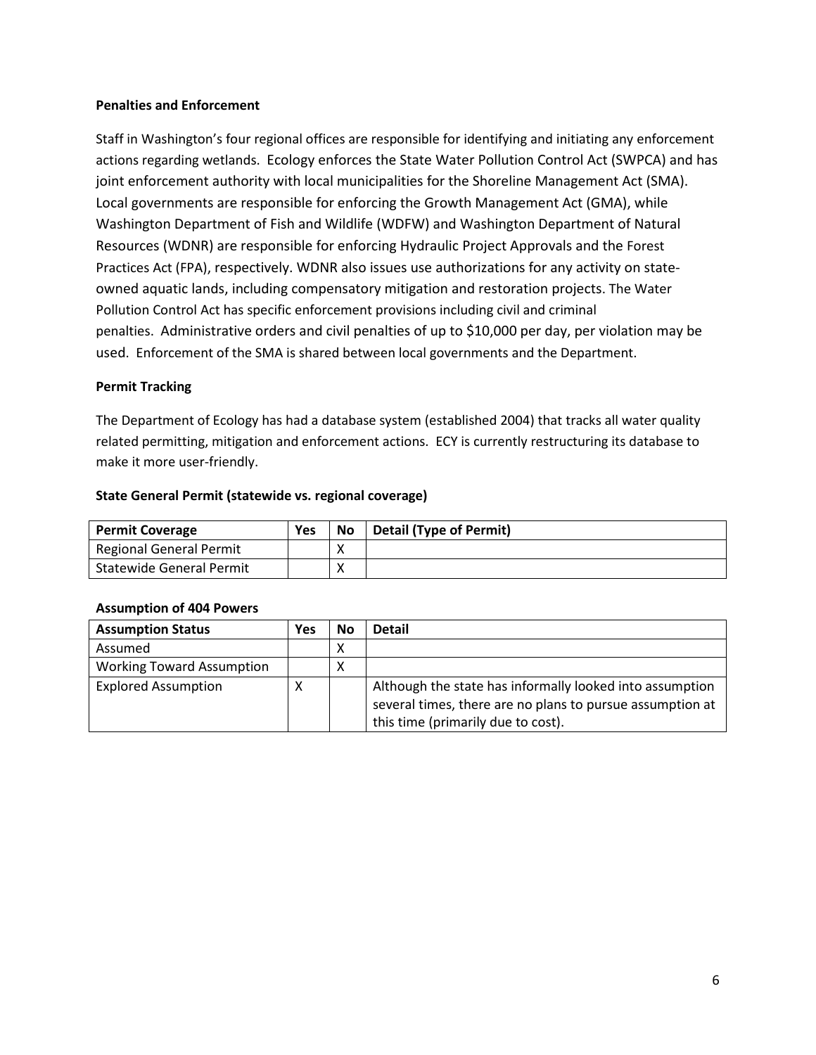**Penalties and Enforcement**

Staff in Washington's four regional offices are responsible for identifying and initiating any enforcement actions regarding wetlands. Ecology enforces the State Water Pollution Control Act (SWPCA) and has joint enforcement authority with local municipalities for the Shoreline Management Act (SMA). Local governments are responsible for enforcing the Growth Management Act (GMA), while Washington Department of Fish and Wildlife (WDFW) and Washington Department of Natural Resources (WDNR) are responsible for enforcing Hydraulic Project Approvals and the Forest Practices Act (FPA), respectively. WDNR also issues use authorizations for any activity on state-owned aquatic lands, including compensatory mitigation and restoration projects. The Water Pollution Control Act has specific enforcement provisions including civil and criminal penalties. Administrative orders and civil penalties of up to $10,000 per day, per violation may be used. Enforcement of the SMA is shared between local governments and the Department.

**Permit Tracking**

The Department of Ecology has had a database system (established 2004) that tracks all water quality related permitting, mitigation and enforcement actions. ECY is currently restructuring its database to make it more user-friendly.

**State General Permit (statewide vs. regional coverage)**

| Permit Coverage | Yes | No | Detail (Type of Permit) |
|---|---|---|---|
| Regional General Permit | | X | |
| Statewide General Permit | | X | |

**Assumption of 404 Powers**

| Assumption Status | Yes | No | Detail |
|---|---|---|---|
| Assumed | | X | |
| Working Toward Assumption | | X | |
| Explored Assumption | X | | Although the state has informally looked into assumption several times, there are no plans to pursue assumption at this time (primarily due to cost). |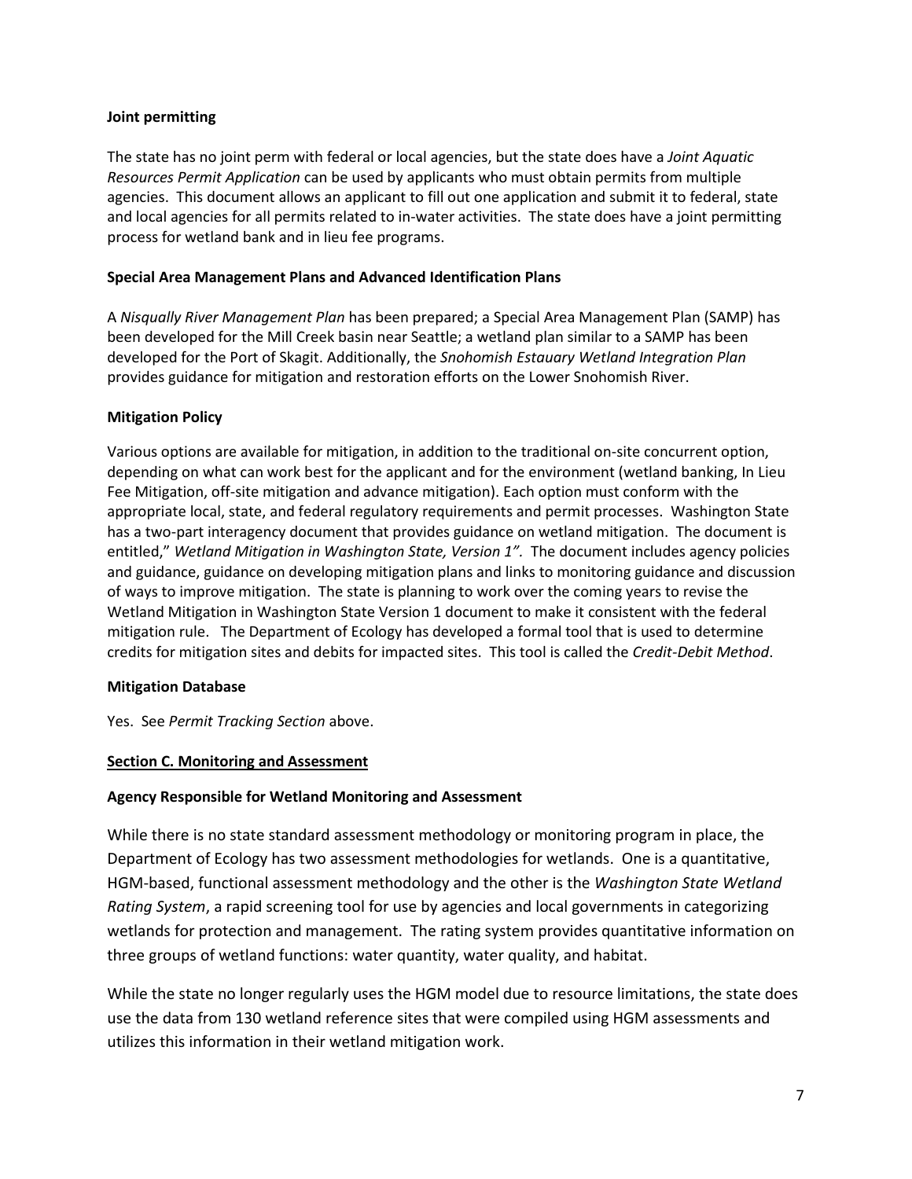**Joint permitting**

The state has no joint perm with federal or local agencies, but the state does have a *Joint Aquatic Resources Permit Application* can be used by applicants who must obtain permits from multiple agencies. This document allows an applicant to fill out one application and submit it to federal, state and local agencies for all permits related to in-water activities. The state does have a joint permitting process for wetland bank and in lieu fee programs.

**Special Area Management Plans and Advanced Identification Plans**

A *Nisqually River Management Plan* has been prepared; a Special Area Management Plan (SAMP) has been developed for the Mill Creek basin near Seattle; a wetland plan similar to a SAMP has been developed for the Port of Skagit. Additionally, the *Snohomish Estauary Wetland Integration Plan* provides guidance for mitigation and restoration efforts on the Lower Snohomish River.

**Mitigation Policy**

Various options are available for mitigation, in addition to the traditional on-site concurrent option, depending on what can work best for the applicant and for the environment (wetland banking, In Lieu Fee Mitigation, off-site mitigation and advance mitigation). Each option must conform with the appropriate local, state, and federal regulatory requirements and permit processes. Washington State has a two-part interagency document that provides guidance on wetland mitigation. The document is entitled," *Wetland Mitigation in Washington State, Version 1".* The document includes agency policies and guidance, guidance on developing mitigation plans and links to monitoring guidance and discussion of ways to improve mitigation. The state is planning to work over the coming years to revise the Wetland Mitigation in Washington State Version 1 document to make it consistent with the federal mitigation rule. The Department of Ecology has developed a formal tool that is used to determine credits for mitigation sites and debits for impacted sites. This tool is called the *Credit-Debit Method*.

**Mitigation Database**

Yes. See *Permit Tracking Section* above.

**<u>Section C. Monitoring and Assessment</u>**

**Agency Responsible for Wetland Monitoring and Assessment**

While there is no state standard assessment methodology or monitoring program in place, the Department of Ecology has two assessment methodologies for wetlands. One is a quantitative, HGM-based, functional assessment methodology and the other is the *Washington State Wetland Rating System*, a rapid screening tool for use by agencies and local governments in categorizing wetlands for protection and management. The rating system provides quantitative information on three groups of wetland functions: water quantity, water quality, and habitat.

While the state no longer regularly uses the HGM model due to resource limitations, the state does use the data from 130 wetland reference sites that were compiled using HGM assessments and utilizes this information in their wetland mitigation work.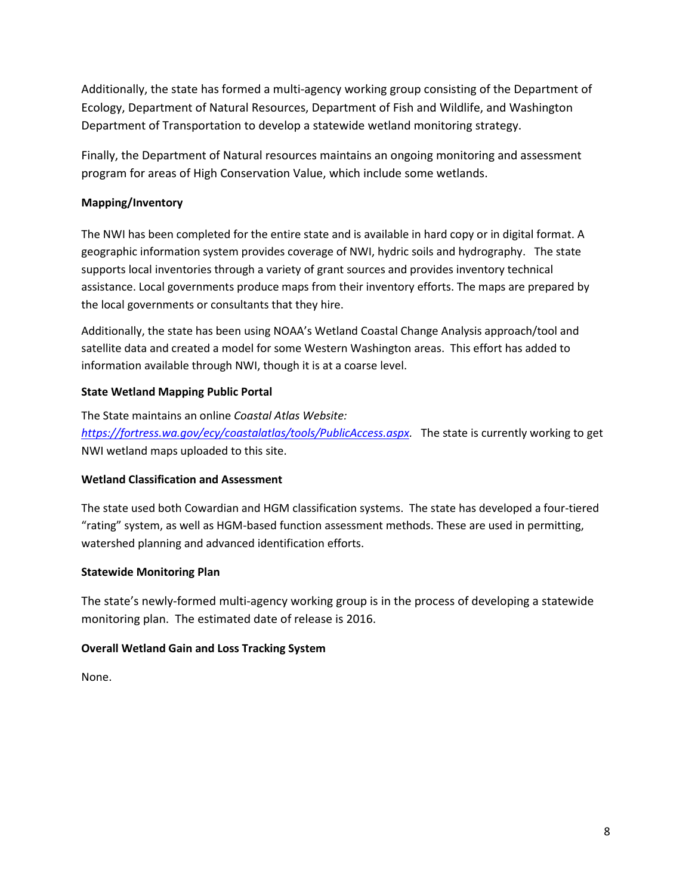Additionally, the state has formed a multi-agency working group consisting of the Department of Ecology, Department of Natural Resources, Department of Fish and Wildlife, and Washington Department of Transportation to develop a statewide wetland monitoring strategy.

Finally, the Department of Natural resources maintains an ongoing monitoring and assessment program for areas of High Conservation Value, which include some wetlands.

**Mapping/Inventory**

The NWI has been completed for the entire state and is available in hard copy or in digital format. A geographic information system provides coverage of NWI, hydric soils and hydrography. The state supports local inventories through a variety of grant sources and provides inventory technical assistance. Local governments produce maps from their inventory efforts. The maps are prepared by the local governments or consultants that they hire.

Additionally, the state has been using NOAA's Wetland Coastal Change Analysis approach/tool and satellite data and created a model for some Western Washington areas. This effort has added to information available through NWI, though it is at a coarse level.

**State Wetland Mapping Public Portal**

The State maintains an online *Coastal Atlas Website:* *https://fortress.wa.gov/ecy/coastalatlas/tools/PublicAccess.aspx*. The state is currently working to get NWI wetland maps uploaded to this site.

**Wetland Classification and Assessment**

The state used both Cowardian and HGM classification systems. The state has developed a four-tiered "rating" system, as well as HGM-based function assessment methods. These are used in permitting, watershed planning and advanced identification efforts.

**Statewide Monitoring Plan**

The state's newly-formed multi-agency working group is in the process of developing a statewide monitoring plan. The estimated date of release is 2016.

**Overall Wetland Gain and Loss Tracking System**

None.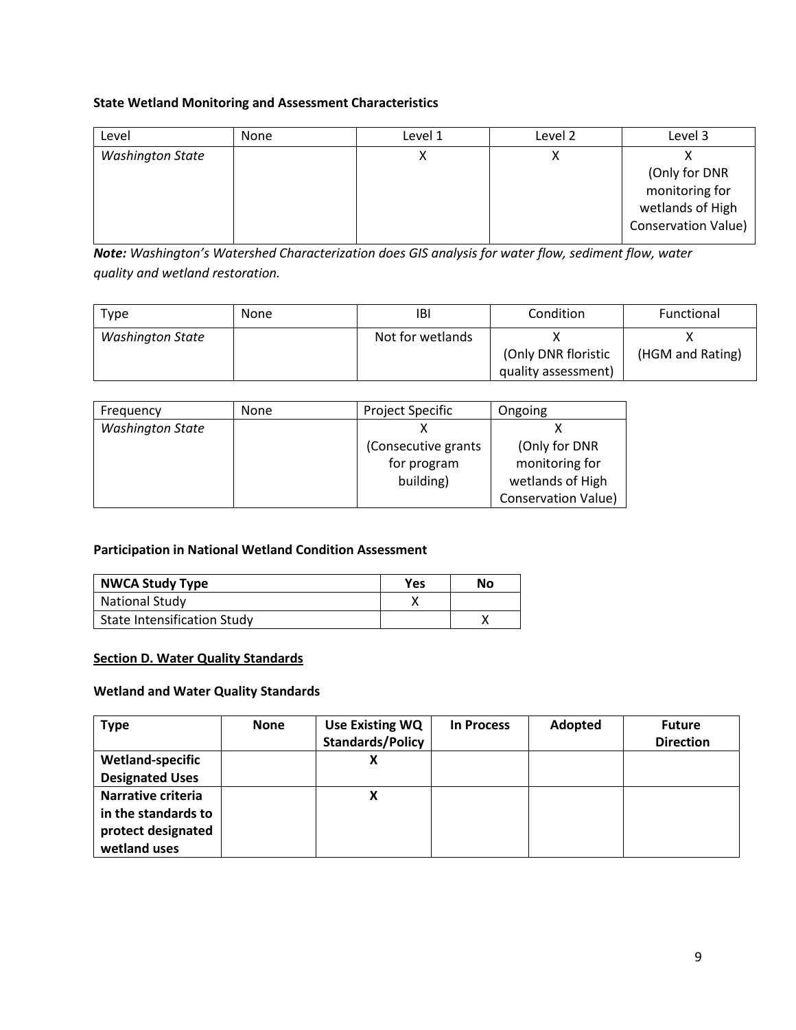### State Wetland Monitoring and Assessment Characteristics

| Level | None | Level 1 | Level 2 | Level 3 |
|---|---|---|---|---|
| *Washington State* | | X | X | X (Only for DNR monitoring for wetlands of High Conservation Value) |

***Note:*** *Washington's Watershed Characterization does GIS analysis for water flow, sediment flow, water quality and wetland restoration.*

| Type | None | IBI | Condition | Functional |
|---|---|---|---|---|
| *Washington State* | | Not for wetlands | X (Only DNR floristic quality assessment) | X (HGM and Rating) |

| Frequency | None | Project Specific | Ongoing |
|---|---|---|---|
| *Washington State* | | X (Consecutive grants for program building) | X (Only for DNR monitoring for wetlands of High Conservation Value) |

### Participation in National Wetland Condition Assessment

| NWCA Study Type | Yes | No |
|---|---|---|
| National Study | X | |
| State Intensification Study | | X |

## Section D. Water Quality Standards

### Wetland and Water Quality Standards

| Type | None | Use Existing WQ Standards/Policy | In Process | Adopted | Future Direction |
|---|---|---|---|---|---|
| **Wetland-specific Designated Uses** | | **X** | | | |
| **Narrative criteria in the standards to protect designated wetland uses** | | **X** | | | |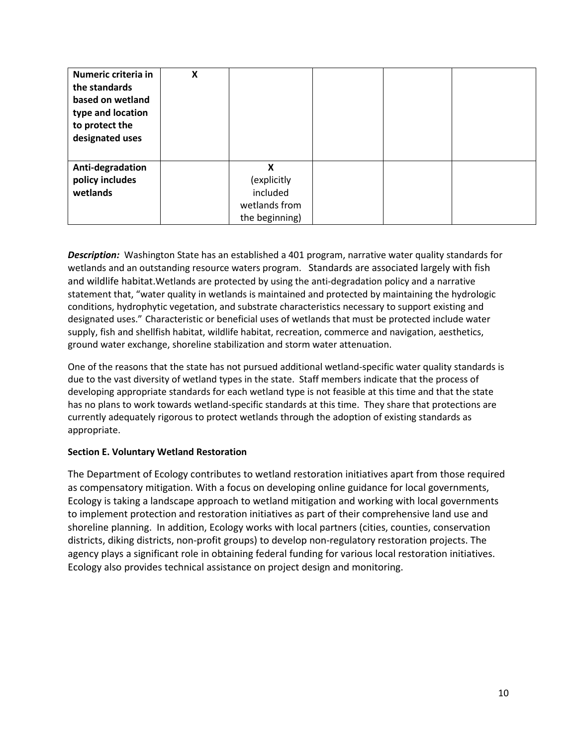| | | | | | |
|---|---|---|---|---|---|
| **Numeric criteria in the standards based on wetland type and location to protect the designated uses** | **X** | | | | |
| **Anti-degradation policy includes wetlands** | | **X** (explicitly included wetlands from the beginning) | | | |

***Description:*** Washington State has an established a 401 program, narrative water quality standards for wetlands and an outstanding resource waters program. Standards are associated largely with fish and wildlife habitat.Wetlands are protected by using the anti-degradation policy and a narrative statement that, "water quality in wetlands is maintained and protected by maintaining the hydrologic conditions, hydrophytic vegetation, and substrate characteristics necessary to support existing and designated uses." Characteristic or beneficial uses of wetlands that must be protected include water supply, fish and shellfish habitat, wildlife habitat, recreation, commerce and navigation, aesthetics, ground water exchange, shoreline stabilization and storm water attenuation.

One of the reasons that the state has not pursued additional wetland-specific water quality standards is due to the vast diversity of wetland types in the state. Staff members indicate that the process of developing appropriate standards for each wetland type is not feasible at this time and that the state has no plans to work towards wetland-specific standards at this time. They share that protections are currently adequately rigorous to protect wetlands through the adoption of existing standards as appropriate.

**Section E. Voluntary Wetland Restoration**

The Department of Ecology contributes to wetland restoration initiatives apart from those required as compensatory mitigation. With a focus on developing online guidance for local governments, Ecology is taking a landscape approach to wetland mitigation and working with local governments to implement protection and restoration initiatives as part of their comprehensive land use and shoreline planning. In addition, Ecology works with local partners (cities, counties, conservation districts, diking districts, non-profit groups) to develop non-regulatory restoration projects. The agency plays a significant role in obtaining federal funding for various local restoration initiatives. Ecology also provides technical assistance on project design and monitoring.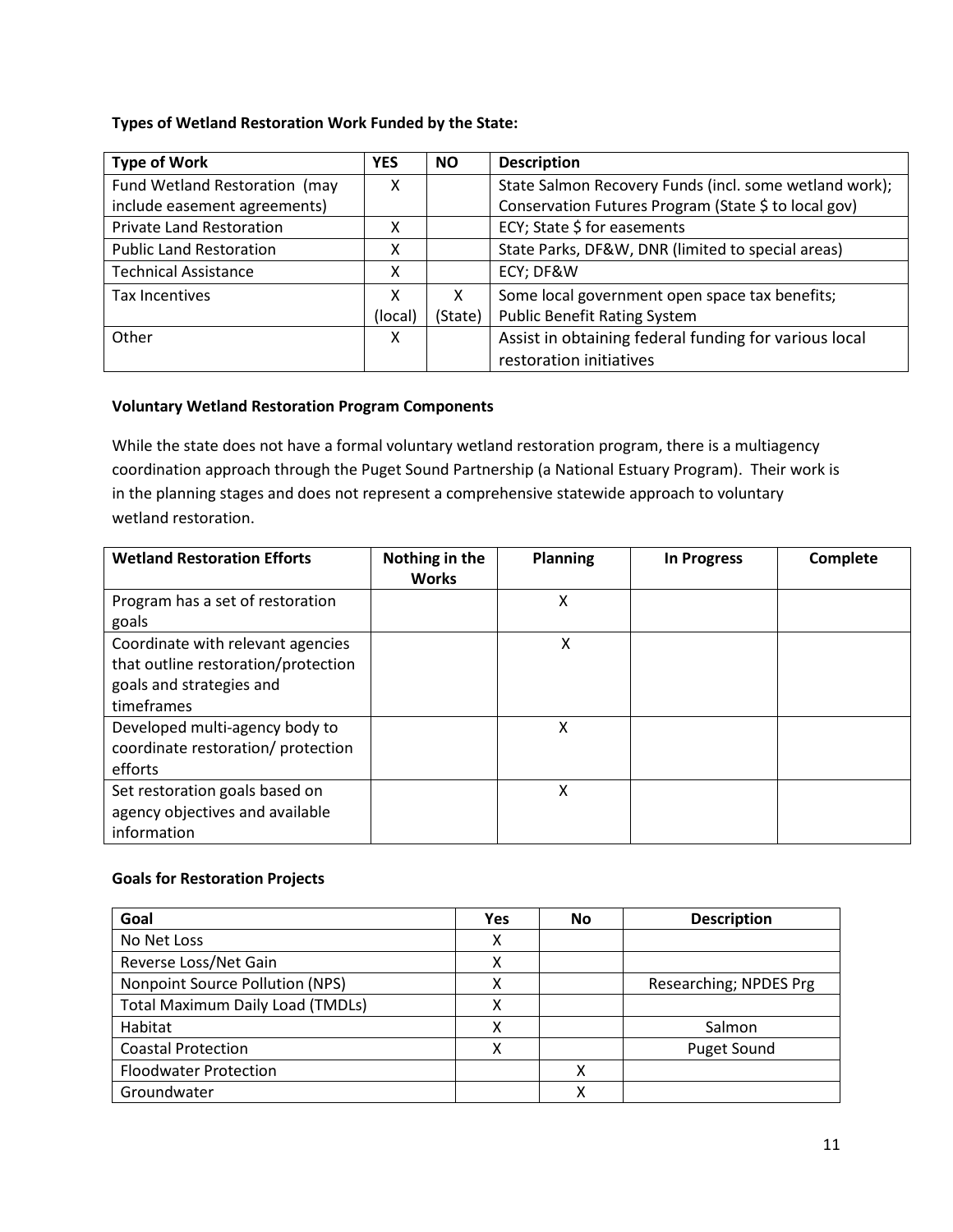**Types of Wetland Restoration Work Funded by the State:**

| Type of Work | YES | NO | Description |
|---|---|---|---|
| Fund Wetland Restoration (may include easement agreements) | X | | State Salmon Recovery Funds (incl. some wetland work); Conservation Futures Program (State $ to local gov) |
| Private Land Restoration | X | | ECY; State $ for easements |
| Public Land Restoration | X | | State Parks, DF&W, DNR (limited to special areas) |
| Technical Assistance | X | | ECY; DF&W |
| Tax Incentives | X (local) | X (State) | Some local government open space tax benefits; Public Benefit Rating System |
| Other | X | | Assist in obtaining federal funding for various local restoration initiatives |

**Voluntary Wetland Restoration Program Components**

While the state does not have a formal voluntary wetland restoration program, there is a multiagency coordination approach through the Puget Sound Partnership (a National Estuary Program). Their work is in the planning stages and does not represent a comprehensive statewide approach to voluntary wetland restoration.

| Wetland Restoration Efforts | Nothing in the Works | Planning | In Progress | Complete |
|---|---|---|---|---|
| Program has a set of restoration goals | | X | | |
| Coordinate with relevant agencies that outline restoration/protection goals and strategies and timeframes | | X | | |
| Developed multi-agency body to coordinate restoration/ protection efforts | | X | | |
| Set restoration goals based on agency objectives and available information | | X | | |

**Goals for Restoration Projects**

| Goal | Yes | No | Description |
|---|---|---|---|
| No Net Loss | X | | |
| Reverse Loss/Net Gain | X | | |
| Nonpoint Source Pollution (NPS) | X | | Researching; NPDES Prg |
| Total Maximum Daily Load (TMDLs) | X | | |
| Habitat | X | | Salmon |
| Coastal Protection | X | | Puget Sound |
| Floodwater Protection | | X | |
| Groundwater | | X | |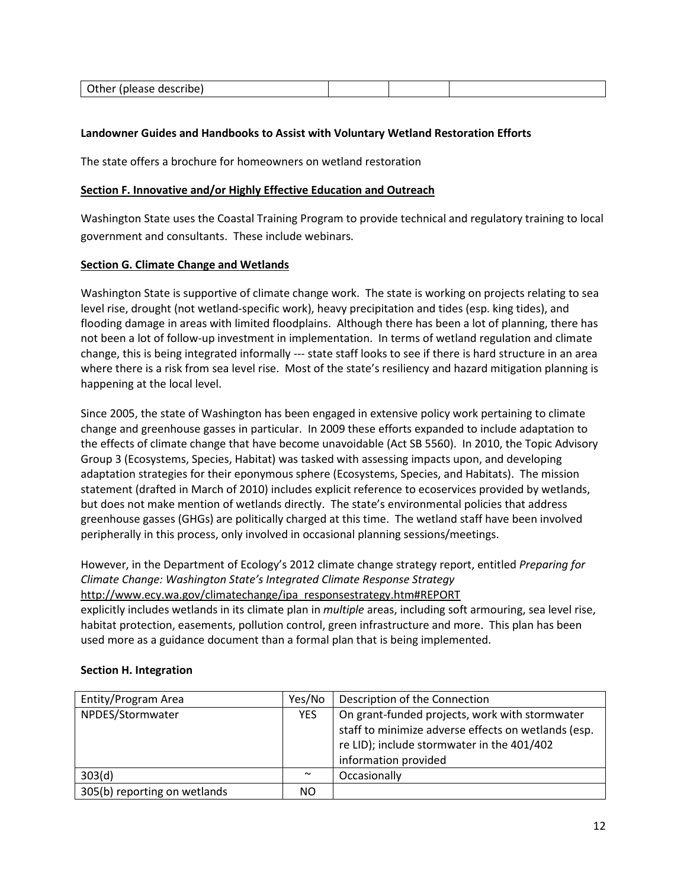| Other (please describe) | | | |
|---|---|---|---|

**Landowner Guides and Handbooks to Assist with Voluntary Wetland Restoration Efforts**

The state offers a brochure for homeowners on wetland restoration

**Section F. Innovative and/or Highly Effective Education and Outreach**

Washington State uses the Coastal Training Program to provide technical and regulatory training to local government and consultants. These include webinars.

**Section G. Climate Change and Wetlands**

Washington State is supportive of climate change work. The state is working on projects relating to sea level rise, drought (not wetland-specific work), heavy precipitation and tides (esp. king tides), and flooding damage in areas with limited floodplains. Although there has been a lot of planning, there has not been a lot of follow-up investment in implementation. In terms of wetland regulation and climate change, this is being integrated informally --- state staff looks to see if there is hard structure in an area where there is a risk from sea level rise. Most of the state's resiliency and hazard mitigation planning is happening at the local level.

Since 2005, the state of Washington has been engaged in extensive policy work pertaining to climate change and greenhouse gasses in particular. In 2009 these efforts expanded to include adaptation to the effects of climate change that have become unavoidable (Act SB 5560). In 2010, the Topic Advisory Group 3 (Ecosystems, Species, Habitat) was tasked with assessing impacts upon, and developing adaptation strategies for their eponymous sphere (Ecosystems, Species, and Habitats). The mission statement (drafted in March of 2010) includes explicit reference to ecoservices provided by wetlands, but does not make mention of wetlands directly. The state's environmental policies that address greenhouse gasses (GHGs) are politically charged at this time. The wetland staff have been involved peripherally in this process, only involved in occasional planning sessions/meetings.

However, in the Department of Ecology's 2012 climate change strategy report, entitled *Preparing for Climate Change: Washington State's Integrated Climate Response Strategy* http://www.ecy.wa.gov/climatechange/ipa_responsestrategy.htm#REPORT explicitly includes wetlands in its climate plan in *multiple* areas, including soft armouring, sea level rise, habitat protection, easements, pollution control, green infrastructure and more. This plan has been used more as a guidance document than a formal plan that is being implemented.

**Section H. Integration**

| Entity/Program Area | Yes/No | Description of the Connection |
|---|---|---|
| NPDES/Stormwater | YES | On grant-funded projects, work with stormwater staff to minimize adverse effects on wetlands (esp. re LID); include stormwater in the 401/402 information provided |
| 303(d) | ~ | Occasionally |
| 305(b) reporting on wetlands | NO | |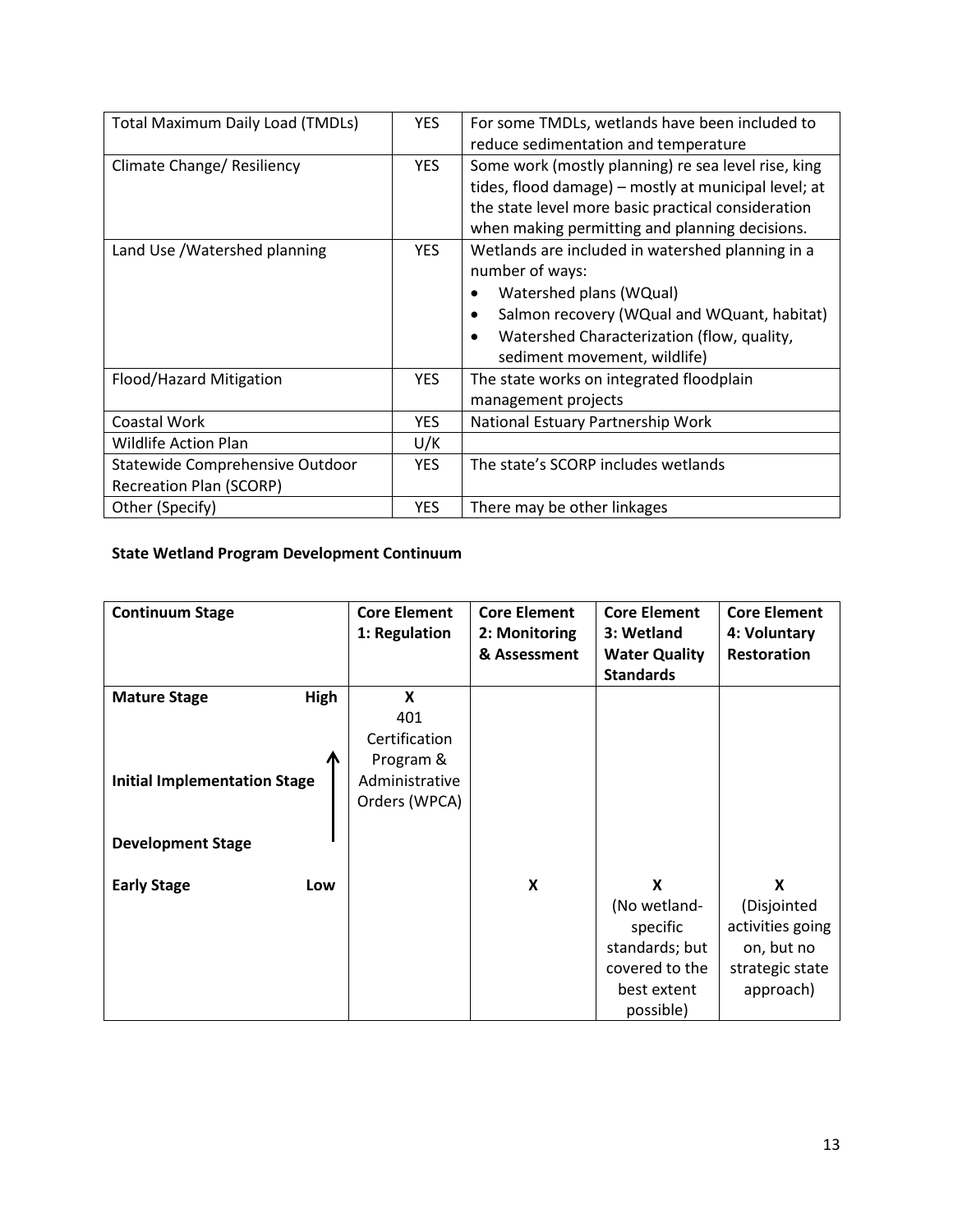| | | |
|---|---|---|
| Total Maximum Daily Load (TMDLs) | YES | For some TMDLs, wetlands have been included to reduce sedimentation and temperature |
| Climate Change/ Resiliency | YES | Some work (mostly planning) re sea level rise, king tides, flood damage) – mostly at municipal level; at the state level more basic practical consideration when making permitting and planning decisions. |
| Land Use /Watershed planning | YES | Wetlands are included in watershed planning in a number of ways: <br>• Watershed plans (WQual) <br>• Salmon recovery (WQual and WQuant, habitat) <br>• Watershed Characterization (flow, quality, sediment movement, wildlife) |
| Flood/Hazard Mitigation | YES | The state works on integrated floodplain management projects |
| Coastal Work | YES | National Estuary Partnership Work |
| Wildlife Action Plan | U/K | |
| Statewide Comprehensive Outdoor Recreation Plan (SCORP) | YES | The state's SCORP includes wetlands |
| Other (Specify) | YES | There may be other linkages |

**State Wetland Program Development Continuum**

| Continuum Stage | Core Element 1: Regulation | Core Element 2: Monitoring & Assessment | Core Element 3: Wetland Water Quality Standards | Core Element 4: Voluntary Restoration |
|---|---|---|---|---|
| **Mature Stage** High | X 401 Certification Program & Administrative Orders (WPCA) | | | |
| **Initial Implementation Stage** | | | | |
| **Development Stage** | | | | |
| **Early Stage** Low | | X | X (No wetland-specific standards; but covered to the best extent possible) | X (Disjointed activities going on, but no strategic state approach) |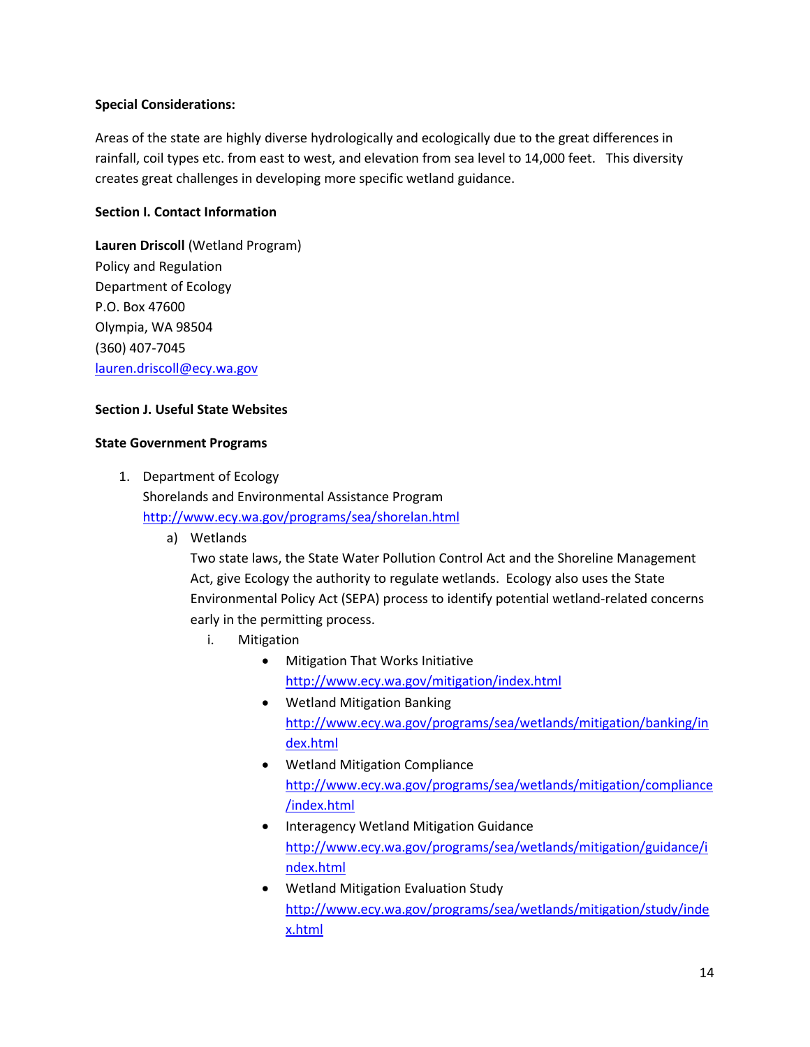**Special Considerations:**

Areas of the state are highly diverse hydrologically and ecologically due to the great differences in rainfall, coil types etc. from east to west, and elevation from sea level to 14,000 feet. This diversity creates great challenges in developing more specific wetland guidance.

**Section I. Contact Information**

**Lauren Driscoll** (Wetland Program)
Policy and Regulation
Department of Ecology
P.O. Box 47600
Olympia, WA 98504
(360) 407-7045
lauren.driscoll@ecy.wa.gov

**Section J. Useful State Websites**

**State Government Programs**

1. Department of Ecology
   Shorelands and Environmental Assistance Program
   http://www.ecy.wa.gov/programs/sea/shorelan.html
   a) Wetlands
      Two state laws, the State Water Pollution Control Act and the Shoreline Management Act, give Ecology the authority to regulate wetlands. Ecology also uses the State Environmental Policy Act (SEPA) process to identify potential wetland-related concerns early in the permitting process.
      i. Mitigation
         - Mitigation That Works Initiative
           http://www.ecy.wa.gov/mitigation/index.html
         - Wetland Mitigation Banking
           http://www.ecy.wa.gov/programs/sea/wetlands/mitigation/banking/index.html
         - Wetland Mitigation Compliance
           http://www.ecy.wa.gov/programs/sea/wetlands/mitigation/compliance/index.html
         - Interagency Wetland Mitigation Guidance
           http://www.ecy.wa.gov/programs/sea/wetlands/mitigation/guidance/index.html
         - Wetland Mitigation Evaluation Study
           http://www.ecy.wa.gov/programs/sea/wetlands/mitigation/study/index.html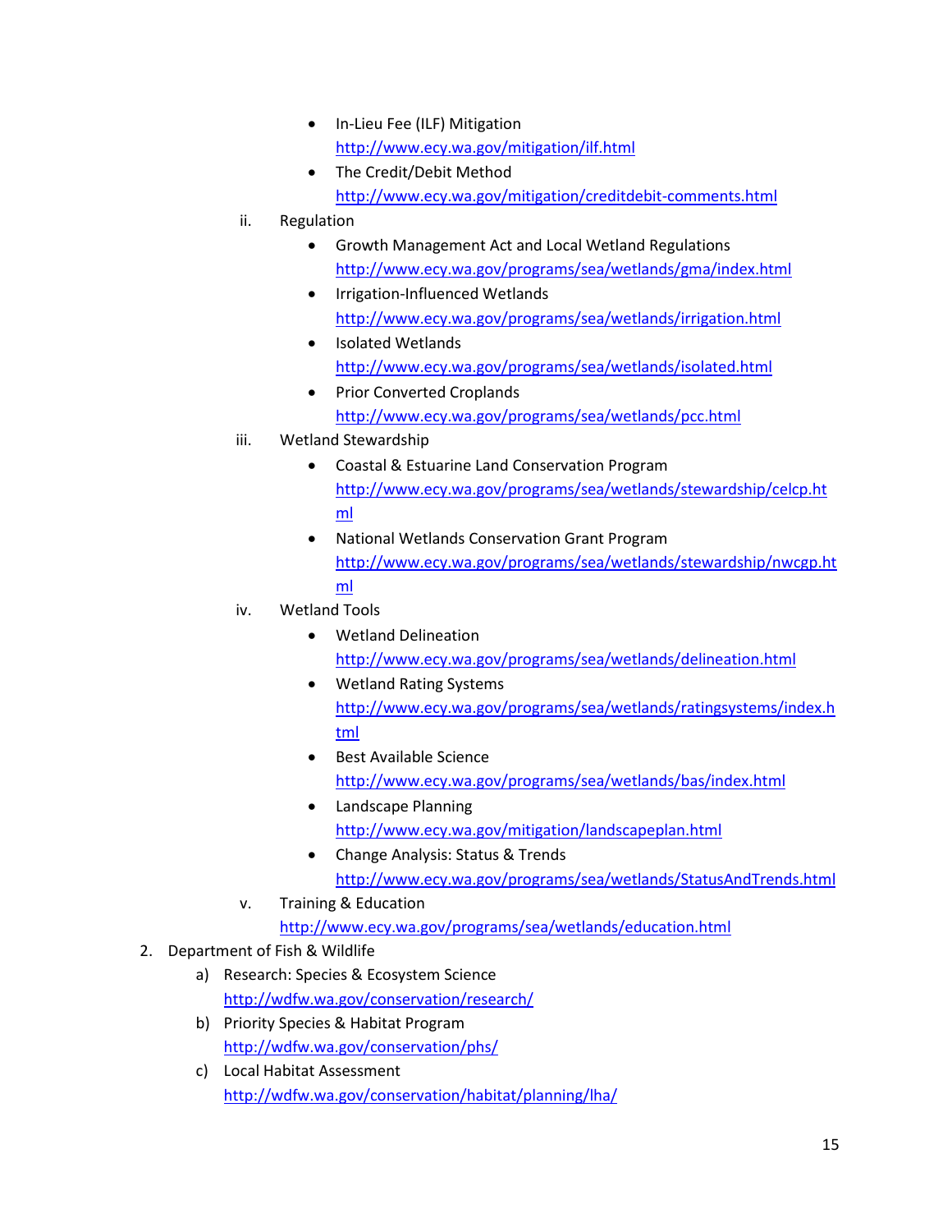- In-Lieu Fee (ILF) Mitigation
  http://www.ecy.wa.gov/mitigation/ilf.html
- The Credit/Debit Method
  http://www.ecy.wa.gov/mitigation/creditdebit-comments.html

ii. Regulation

- Growth Management Act and Local Wetland Regulations
  http://www.ecy.wa.gov/programs/sea/wetlands/gma/index.html
- Irrigation-Influenced Wetlands
  http://www.ecy.wa.gov/programs/sea/wetlands/irrigation.html
- Isolated Wetlands
  http://www.ecy.wa.gov/programs/sea/wetlands/isolated.html
- Prior Converted Croplands
  http://www.ecy.wa.gov/programs/sea/wetlands/pcc.html

iii. Wetland Stewardship

- Coastal & Estuarine Land Conservation Program
  http://www.ecy.wa.gov/programs/sea/wetlands/stewardship/celcp.html
- National Wetlands Conservation Grant Program
  http://www.ecy.wa.gov/programs/sea/wetlands/stewardship/nwcgp.html

iv. Wetland Tools

- Wetland Delineation
  http://www.ecy.wa.gov/programs/sea/wetlands/delineation.html
- Wetland Rating Systems
  http://www.ecy.wa.gov/programs/sea/wetlands/ratingsystems/index.html
- Best Available Science
  http://www.ecy.wa.gov/programs/sea/wetlands/bas/index.html
- Landscape Planning
  http://www.ecy.wa.gov/mitigation/landscapeplan.html
- Change Analysis: Status & Trends
  http://www.ecy.wa.gov/programs/sea/wetlands/StatusAndTrends.html

v. Training & Education
   http://www.ecy.wa.gov/programs/sea/wetlands/education.html

2. Department of Fish & Wildlife
   a) Research: Species & Ecosystem Science
      http://wdfw.wa.gov/conservation/research/
   b) Priority Species & Habitat Program
      http://wdfw.wa.gov/conservation/phs/
   c) Local Habitat Assessment
      http://wdfw.wa.gov/conservation/habitat/planning/lha/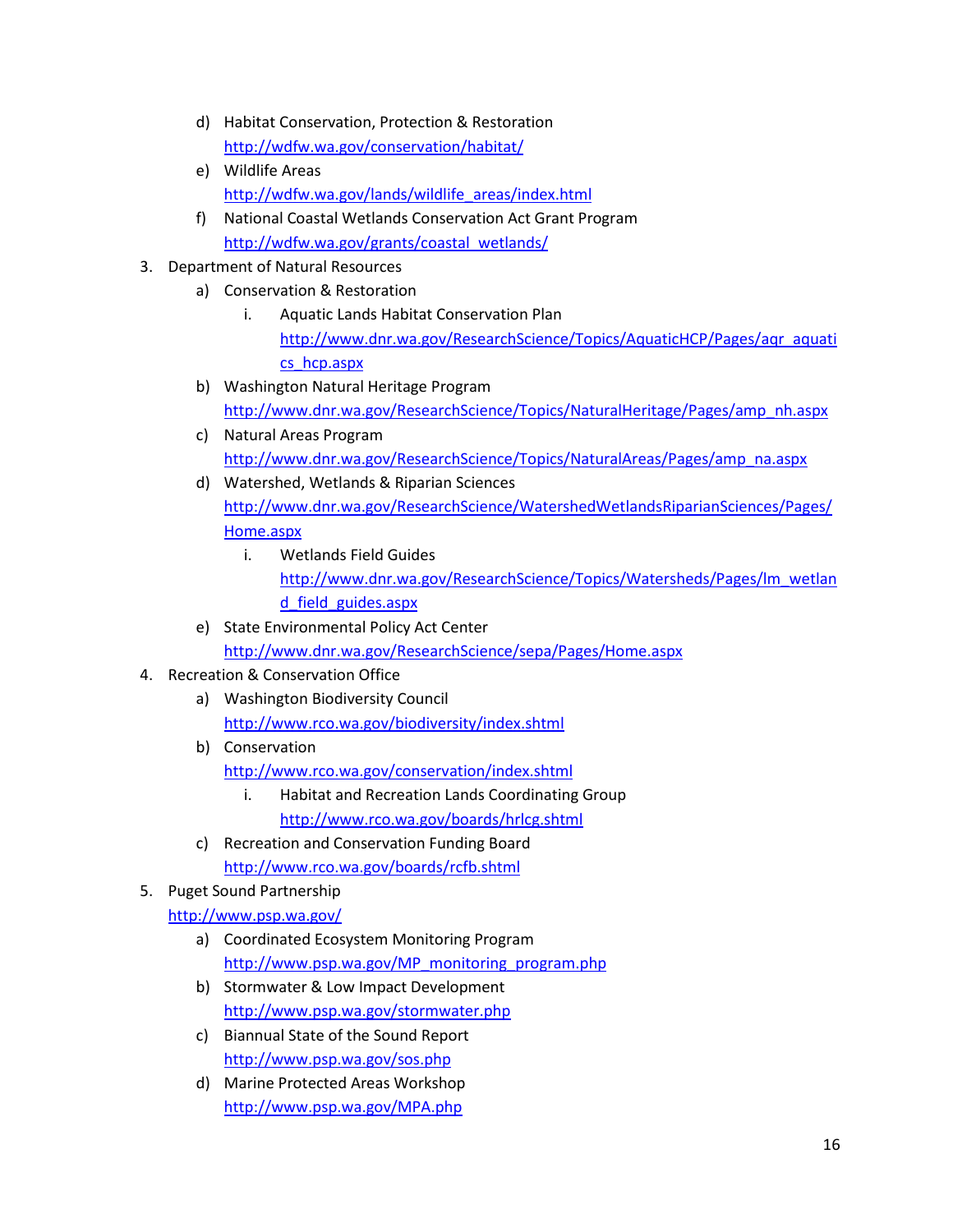d) Habitat Conservation, Protection & Restoration
       http://wdfw.wa.gov/conservation/habitat/
    e) Wildlife Areas
       http://wdfw.wa.gov/lands/wildlife_areas/index.html
    f) National Coastal Wetlands Conservation Act Grant Program
       http://wdfw.wa.gov/grants/coastal_wetlands/

3. Department of Natural Resources
    a) Conservation & Restoration
        i. Aquatic Lands Habitat Conservation Plan
           http://www.dnr.wa.gov/ResearchScience/Topics/AquaticHCP/Pages/aqr_aquatics_hcp.aspx
    b) Washington Natural Heritage Program
       http://www.dnr.wa.gov/ResearchScience/Topics/NaturalHeritage/Pages/amp_nh.aspx
    c) Natural Areas Program
       http://www.dnr.wa.gov/ResearchScience/Topics/NaturalAreas/Pages/amp_na.aspx
    d) Watershed, Wetlands & Riparian Sciences
       http://www.dnr.wa.gov/ResearchScience/WatershedWetlandsRiparianSciences/Pages/Home.aspx
        i. Wetlands Field Guides
           http://www.dnr.wa.gov/ResearchScience/Topics/Watersheds/Pages/lm_wetland_field_guides.aspx
    e) State Environmental Policy Act Center
       http://www.dnr.wa.gov/ResearchScience/sepa/Pages/Home.aspx

4. Recreation & Conservation Office
    a) Washington Biodiversity Council
       http://www.rco.wa.gov/biodiversity/index.shtml
    b) Conservation
       http://www.rco.wa.gov/conservation/index.shtml
        i. Habitat and Recreation Lands Coordinating Group
           http://www.rco.wa.gov/boards/hrlcg.shtml
    c) Recreation and Conservation Funding Board
       http://www.rco.wa.gov/boards/rcfb.shtml

5. Puget Sound Partnership
   http://www.psp.wa.gov/
    a) Coordinated Ecosystem Monitoring Program
       http://www.psp.wa.gov/MP_monitoring_program.php
    b) Stormwater & Low Impact Development
       http://www.psp.wa.gov/stormwater.php
    c) Biannual State of the Sound Report
       http://www.psp.wa.gov/sos.php
    d) Marine Protected Areas Workshop
       http://www.psp.wa.gov/MPA.php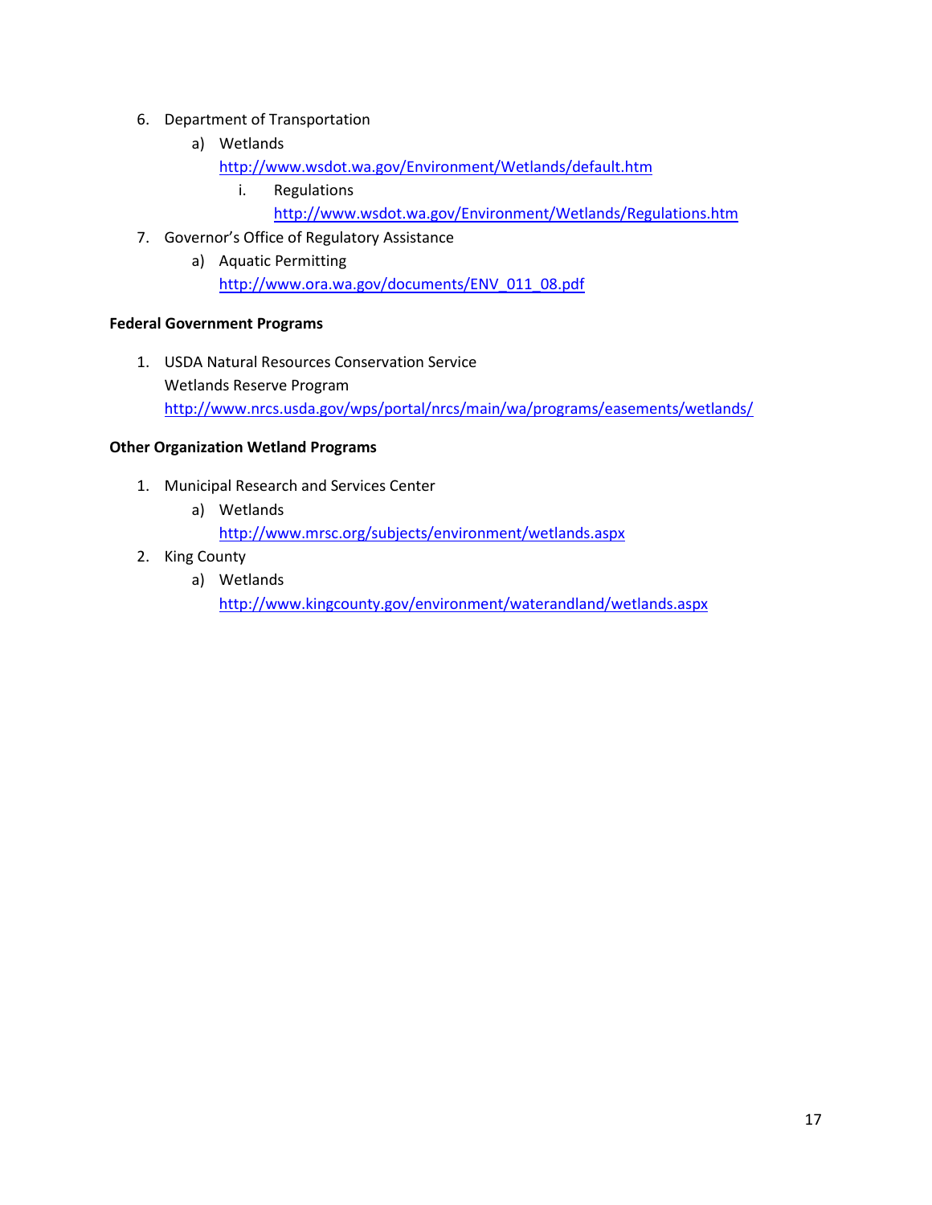6. Department of Transportation
   a) Wetlands
      http://www.wsdot.wa.gov/Environment/Wetlands/default.htm
      i. Regulations
         http://www.wsdot.wa.gov/Environment/Wetlands/Regulations.htm
7. Governor's Office of Regulatory Assistance
   a) Aquatic Permitting
      http://www.ora.wa.gov/documents/ENV_011_08.pdf

**Federal Government Programs**

1. USDA Natural Resources Conservation Service
   Wetlands Reserve Program
   http://www.nrcs.usda.gov/wps/portal/nrcs/main/wa/programs/easements/wetlands/

**Other Organization Wetland Programs**

1. Municipal Research and Services Center
   a) Wetlands
      http://www.mrsc.org/subjects/environment/wetlands.aspx
2. King County
   a) Wetlands
      http://www.kingcounty.gov/environment/waterandland/wetlands.aspx